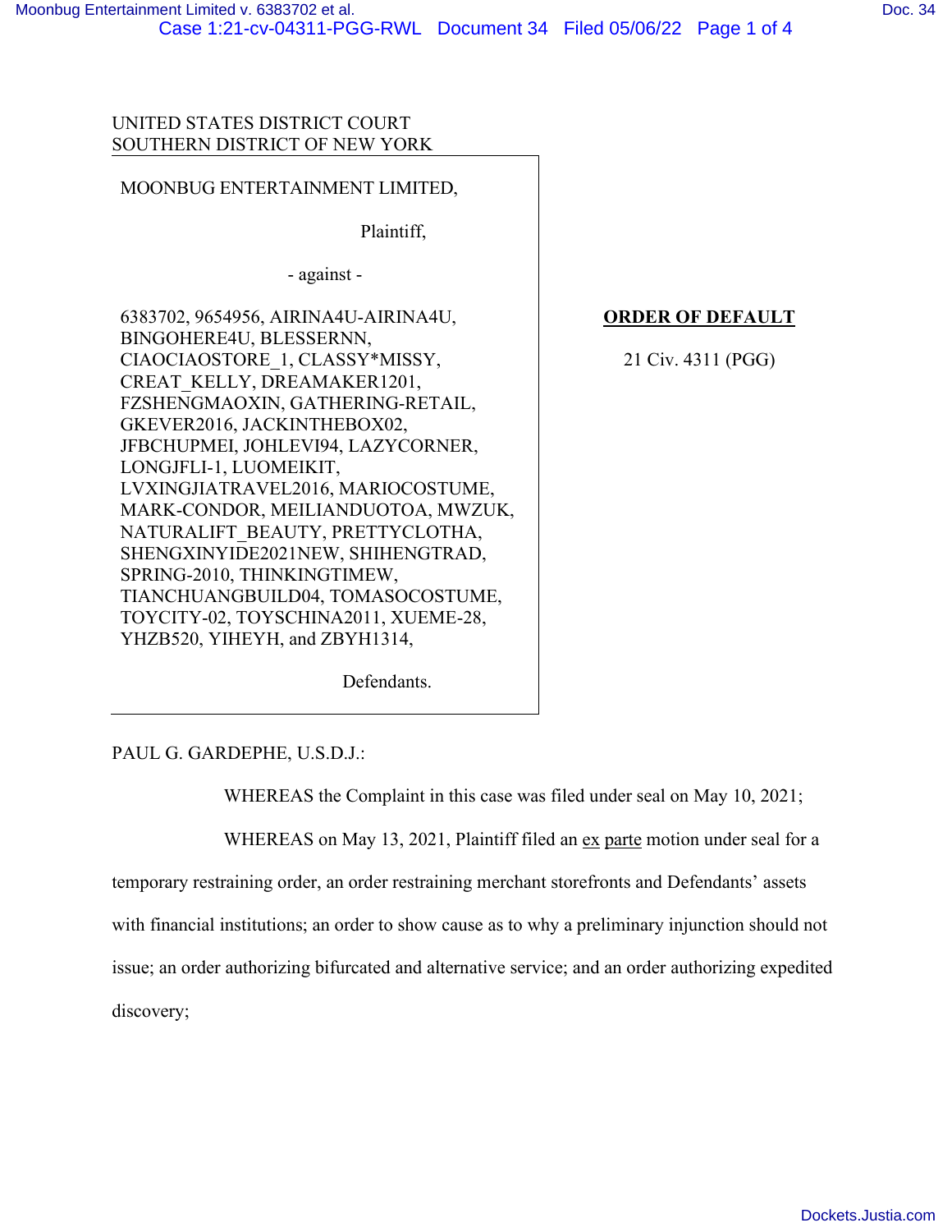UNITED STATES DISTRICT COURT
SOUTHERN DISTRICT OF NEW YORK

MOONBUG ENTERTAINMENT LIMITED,

Plaintiff,

- against -

6383702, 9654956, AIRINA4U-AIRINA4U, BINGOHERE4U, BLESSERNN, CIAOCIAOSTORE_1, CLASSY*MISSY, CREAT_KELLY, DREAMAKER1201, FZSHENGMAOXIN, GATHERING-RETAIL, GKEVER2016, JACKINTHEBOX02, JFBCHUPMEI, JOHLEVI94, LAZYCORNER, LONGJFLI-1, LUOMEIKIT, LVXINGJIATRAVEL2016, MARIOCOSTUME, MARK-CONDOR, MEILIANDUOTOA, MWZUK, NATURALIFT_BEAUTY, PRETTYCLOTHA, SHENGXINYIDE2021NEW, SHIHENGTRAD, SPRING-2010, THINKINGTIMEW, TIANCHUANGBUILD04, TOMASOCOSTUME, TOYCITY-02, TOYSCHINA2011, XUEME-28, YHZB520, YIHEYH, and ZBYH1314,

Defendants.

**ORDER OF DEFAULT**

21 Civ. 4311 (PGG)

PAUL G. GARDEPHE, U.S.D.J.:

WHEREAS the Complaint in this case was filed under seal on May 10, 2021;

WHEREAS on May 13, 2021, Plaintiff filed an ex parte motion under seal for a temporary restraining order, an order restraining merchant storefronts and Defendants' assets with financial institutions; an order to show cause as to why a preliminary injunction should not issue; an order authorizing bifurcated and alternative service; and an order authorizing expedited discovery;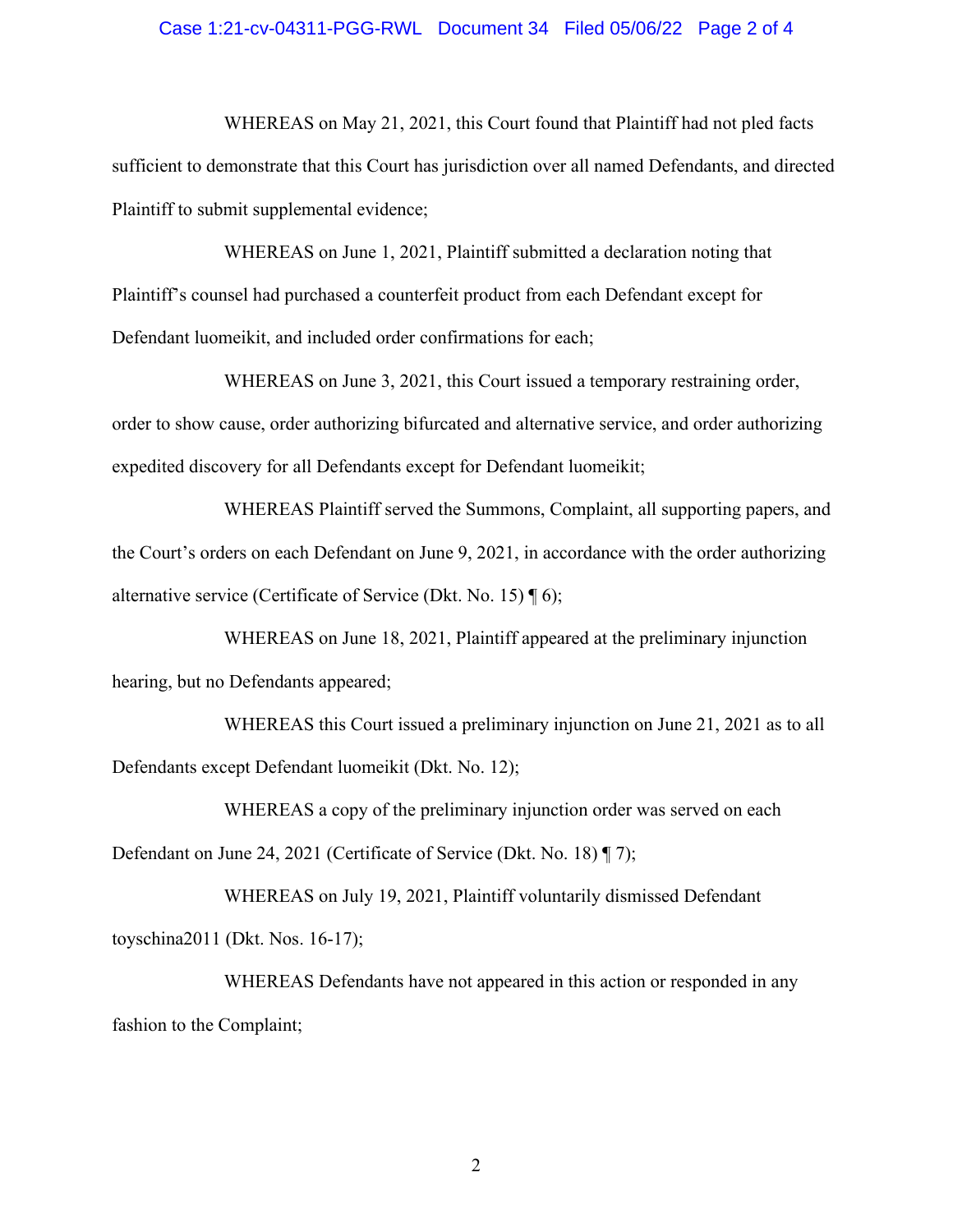WHEREAS on May 21, 2021, this Court found that Plaintiff had not pled facts sufficient to demonstrate that this Court has jurisdiction over all named Defendants, and directed Plaintiff to submit supplemental evidence;

WHEREAS on June 1, 2021, Plaintiff submitted a declaration noting that Plaintiff's counsel had purchased a counterfeit product from each Defendant except for Defendant luomeikit, and included order confirmations for each;

WHEREAS on June 3, 2021, this Court issued a temporary restraining order, order to show cause, order authorizing bifurcated and alternative service, and order authorizing expedited discovery for all Defendants except for Defendant luomeikit;

WHEREAS Plaintiff served the Summons, Complaint, all supporting papers, and the Court's orders on each Defendant on June 9, 2021, in accordance with the order authorizing alternative service (Certificate of Service (Dkt. No. 15) ¶ 6);

WHEREAS on June 18, 2021, Plaintiff appeared at the preliminary injunction hearing, but no Defendants appeared;

WHEREAS this Court issued a preliminary injunction on June 21, 2021 as to all Defendants except Defendant luomeikit (Dkt. No. 12);

WHEREAS a copy of the preliminary injunction order was served on each Defendant on June 24, 2021 (Certificate of Service (Dkt. No. 18) ¶ 7);

WHEREAS on July 19, 2021, Plaintiff voluntarily dismissed Defendant toyschina2011 (Dkt. Nos. 16-17);

WHEREAS Defendants have not appeared in this action or responded in any fashion to the Complaint;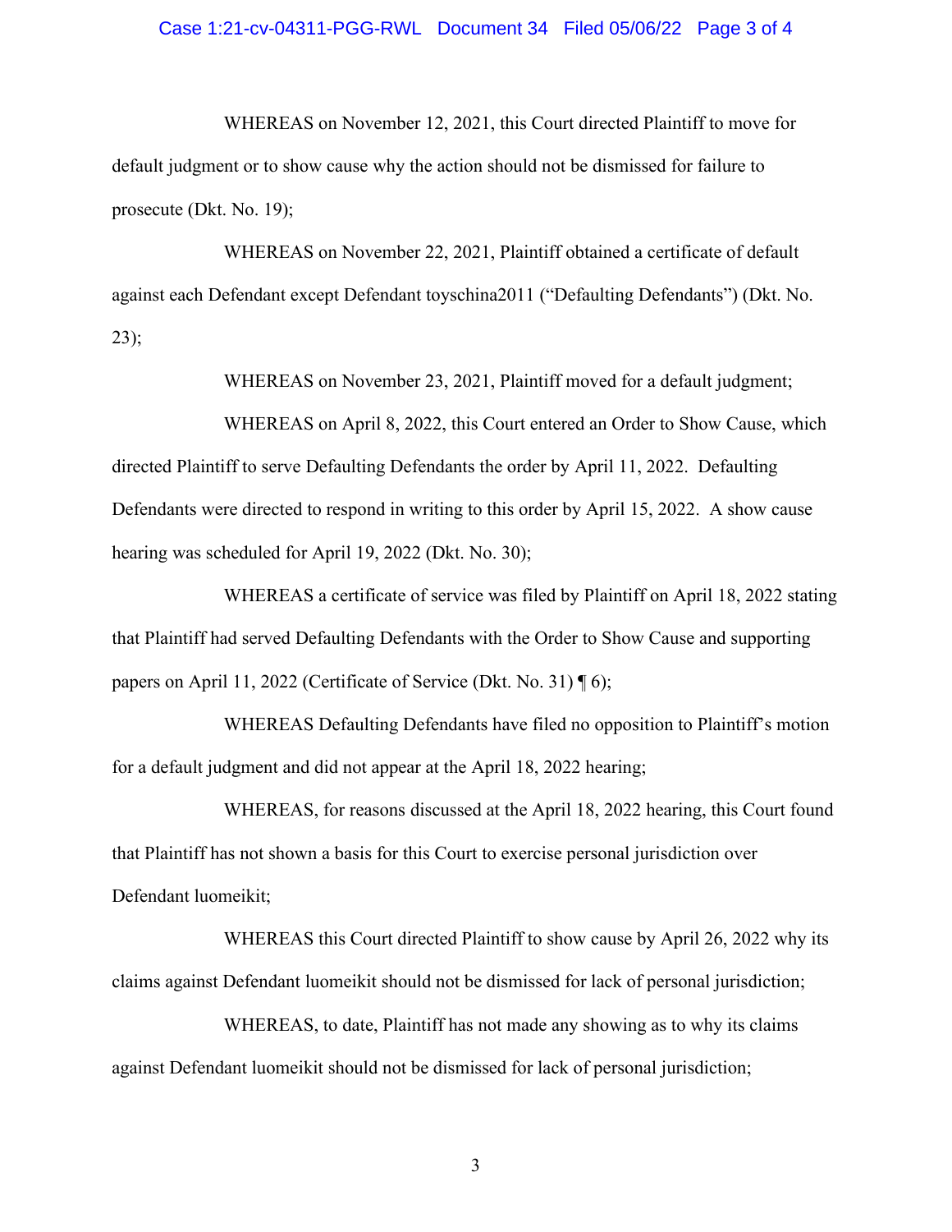WHEREAS on November 12, 2021, this Court directed Plaintiff to move for default judgment or to show cause why the action should not be dismissed for failure to prosecute (Dkt. No. 19);

WHEREAS on November 22, 2021, Plaintiff obtained a certificate of default against each Defendant except Defendant toyschina2011 ("Defaulting Defendants") (Dkt. No. 23);

WHEREAS on November 23, 2021, Plaintiff moved for a default judgment;

WHEREAS on April 8, 2022, this Court entered an Order to Show Cause, which directed Plaintiff to serve Defaulting Defendants the order by April 11, 2022. Defaulting Defendants were directed to respond in writing to this order by April 15, 2022. A show cause hearing was scheduled for April 19, 2022 (Dkt. No. 30);

WHEREAS a certificate of service was filed by Plaintiff on April 18, 2022 stating that Plaintiff had served Defaulting Defendants with the Order to Show Cause and supporting papers on April 11, 2022 (Certificate of Service (Dkt. No. 31) ¶ 6);

WHEREAS Defaulting Defendants have filed no opposition to Plaintiff's motion for a default judgment and did not appear at the April 18, 2022 hearing;

WHEREAS, for reasons discussed at the April 18, 2022 hearing, this Court found that Plaintiff has not shown a basis for this Court to exercise personal jurisdiction over Defendant luomeikit;

WHEREAS this Court directed Plaintiff to show cause by April 26, 2022 why its claims against Defendant luomeikit should not be dismissed for lack of personal jurisdiction;

WHEREAS, to date, Plaintiff has not made any showing as to why its claims against Defendant luomeikit should not be dismissed for lack of personal jurisdiction;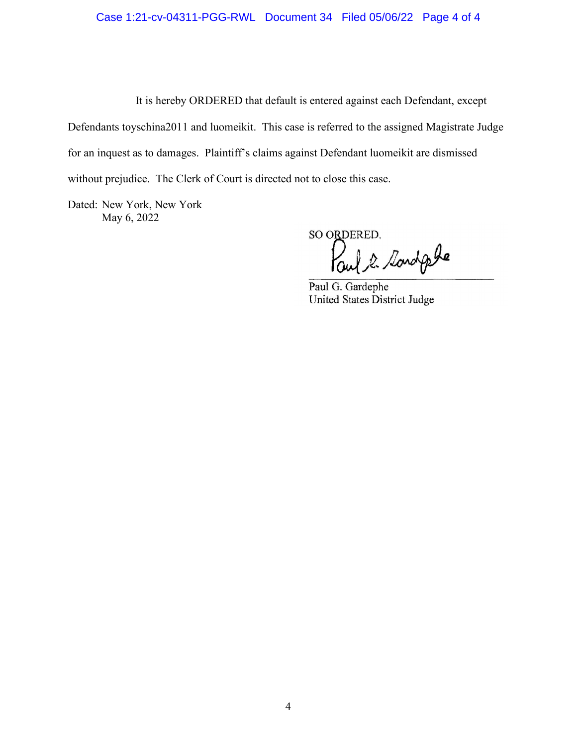It is hereby ORDERED that default is entered against each Defendant, except Defendants toyschina2011 and luomeikit. This case is referred to the assigned Magistrate Judge for an inquest as to damages. Plaintiff's claims against Defendant luomeikit are dismissed without prejudice. The Clerk of Court is directed not to close this case.

Dated: New York, New York
May 6, 2022

SO ORDERED.

Paul G. Gardephe
United States District Judge